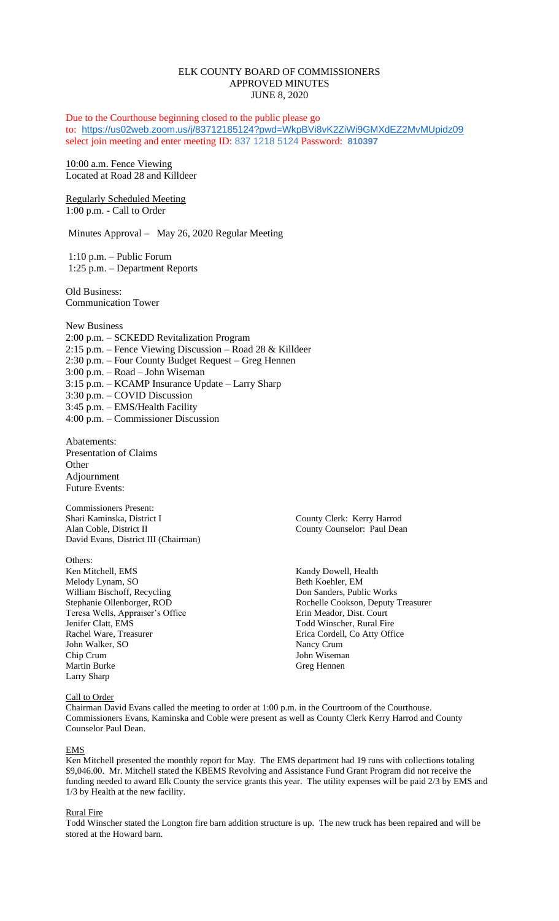# ELK COUNTY BOARD OF COMMISSIONERS
## APPROVED MINUTES
### JUNE 8, 2020

Due to the Courthouse beginning closed to the public please go to: https://us02web.zoom.us/j/83712185124?pwd=WkpBVi8vK2ZiWi9GMXdEZ2MvMUpidz09 select join meeting and enter meeting ID: 837 1218 5124 Password: **810397**

10:00 a.m. Fence Viewing
Located at Road 28 and Killdeer

Regularly Scheduled Meeting
1:00 p.m. - Call to Order

Minutes Approval – May 26, 2020 Regular Meeting

1:10 p.m. – Public Forum
1:25 p.m. – Department Reports

Old Business:
Communication Tower

New Business
2:00 p.m. – SCKEDD Revitalization Program
2:15 p.m. – Fence Viewing Discussion – Road 28 & Killdeer
2:30 p.m. – Four County Budget Request – Greg Hennen
3:00 p.m. – Road – John Wiseman
3:15 p.m. – KCAMP Insurance Update – Larry Sharp
3:30 p.m. – COVID Discussion
3:45 p.m. – EMS/Health Facility
4:00 p.m. – Commissioner Discussion

Abatements:
Presentation of Claims
Other
Adjournment
Future Events:

Commissioners Present:
Shari Kaminska, District I
Alan Coble, District II
David Evans, District III (Chairman)

County Clerk: Kerry Harrod
County Counselor: Paul Dean

Others:
Ken Mitchell, EMS
Melody Lynam, SO
William Bischoff, Recycling
Stephanie Ollenborger, ROD
Teresa Wells, Appraiser's Office
Jenifer Clatt, EMS
Rachel Ware, Treasurer
John Walker, SO
Chip Crum
Martin Burke
Larry Sharp
Kandy Dowell, Health
Beth Koehler, EM
Don Sanders, Public Works
Rochelle Cookson, Deputy Treasurer
Erin Meador, Dist. Court
Todd Winscher, Rural Fire
Erica Cordell, Co Atty Office
Nancy Crum
John Wiseman
Greg Hennen

Call to Order
Chairman David Evans called the meeting to order at 1:00 p.m. in the Courtroom of the Courthouse. Commissioners Evans, Kaminska and Coble were present as well as County Clerk Kerry Harrod and County Counselor Paul Dean.

EMS
Ken Mitchell presented the monthly report for May. The EMS department had 19 runs with collections totaling $9,046.00. Mr. Mitchell stated the KBEMS Revolving and Assistance Fund Grant Program did not receive the funding needed to award Elk County the service grants this year. The utility expenses will be paid 2/3 by EMS and 1/3 by Health at the new facility.

Rural Fire
Todd Winscher stated the Longton fire barn addition structure is up. The new truck has been repaired and will be stored at the Howard barn.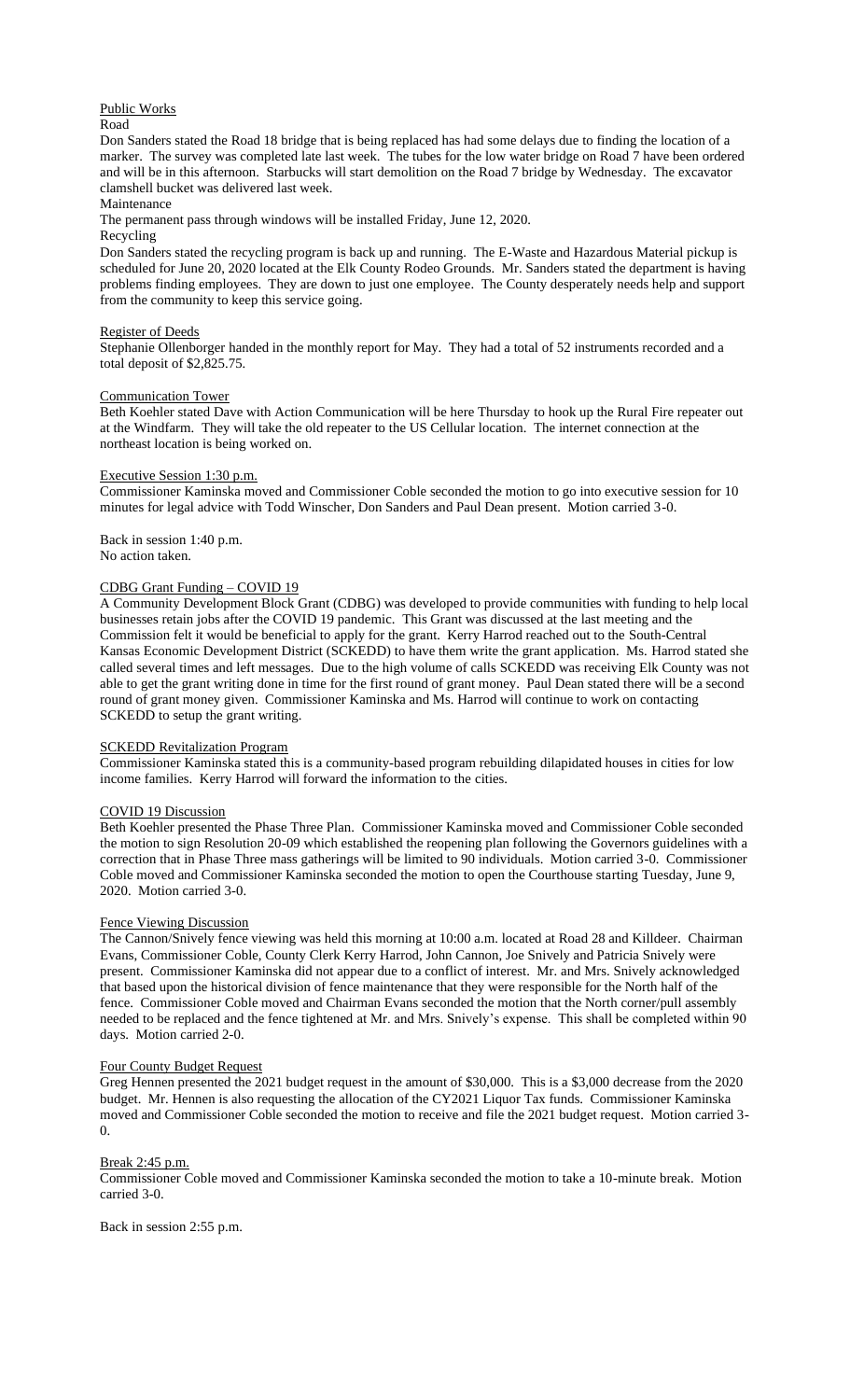## Public Works

### Road

Don Sanders stated the Road 18 bridge that is being replaced has had some delays due to finding the location of a marker. The survey was completed late last week. The tubes for the low water bridge on Road 7 have been ordered and will be in this afternoon. Starbucks will start demolition on the Road 7 bridge by Wednesday. The excavator clamshell bucket was delivered last week.

### Maintenance

The permanent pass through windows will be installed Friday, June 12, 2020.

### Recycling

Don Sanders stated the recycling program is back up and running. The E-Waste and Hazardous Material pickup is scheduled for June 20, 2020 located at the Elk County Rodeo Grounds. Mr. Sanders stated the department is having problems finding employees. They are down to just one employee. The County desperately needs help and support from the community to keep this service going.

## Register of Deeds

Stephanie Ollenborger handed in the monthly report for May. They had a total of 52 instruments recorded and a total deposit of $2,825.75.

## Communication Tower

Beth Koehler stated Dave with Action Communication will be here Thursday to hook up the Rural Fire repeater out at the Windfarm. They will take the old repeater to the US Cellular location. The internet connection at the northeast location is being worked on.

## Executive Session 1:30 p.m.

Commissioner Kaminska moved and Commissioner Coble seconded the motion to go into executive session for 10 minutes for legal advice with Todd Winscher, Don Sanders and Paul Dean present. Motion carried 3-0.

Back in session 1:40 p.m.
No action taken.

## CDBG Grant Funding – COVID 19

A Community Development Block Grant (CDBG) was developed to provide communities with funding to help local businesses retain jobs after the COVID 19 pandemic. This Grant was discussed at the last meeting and the Commission felt it would be beneficial to apply for the grant. Kerry Harrod reached out to the South-Central Kansas Economic Development District (SCKEDD) to have them write the grant application. Ms. Harrod stated she called several times and left messages. Due to the high volume of calls SCKEDD was receiving Elk County was not able to get the grant writing done in time for the first round of grant money. Paul Dean stated there will be a second round of grant money given. Commissioner Kaminska and Ms. Harrod will continue to work on contacting SCKEDD to setup the grant writing.

## SCKEDD Revitalization Program

Commissioner Kaminska stated this is a community-based program rebuilding dilapidated houses in cities for low income families. Kerry Harrod will forward the information to the cities.

## COVID 19 Discussion

Beth Koehler presented the Phase Three Plan. Commissioner Kaminska moved and Commissioner Coble seconded the motion to sign Resolution 20-09 which established the reopening plan following the Governors guidelines with a correction that in Phase Three mass gatherings will be limited to 90 individuals. Motion carried 3-0. Commissioner Coble moved and Commissioner Kaminska seconded the motion to open the Courthouse starting Tuesday, June 9, 2020. Motion carried 3-0.

## Fence Viewing Discussion

The Cannon/Snively fence viewing was held this morning at 10:00 a.m. located at Road 28 and Killdeer. Chairman Evans, Commissioner Coble, County Clerk Kerry Harrod, John Cannon, Joe Snively and Patricia Snively were present. Commissioner Kaminska did not appear due to a conflict of interest. Mr. and Mrs. Snively acknowledged that based upon the historical division of fence maintenance that they were responsible for the North half of the fence. Commissioner Coble moved and Chairman Evans seconded the motion that the North corner/pull assembly needed to be replaced and the fence tightened at Mr. and Mrs. Snively's expense. This shall be completed within 90 days. Motion carried 2-0.

## Four County Budget Request

Greg Hennen presented the 2021 budget request in the amount of $30,000. This is a $3,000 decrease from the 2020 budget. Mr. Hennen is also requesting the allocation of the CY2021 Liquor Tax funds. Commissioner Kaminska moved and Commissioner Coble seconded the motion to receive and file the 2021 budget request. Motion carried 3-0.

## Break 2:45 p.m.

Commissioner Coble moved and Commissioner Kaminska seconded the motion to take a 10-minute break. Motion carried 3-0.

Back in session 2:55 p.m.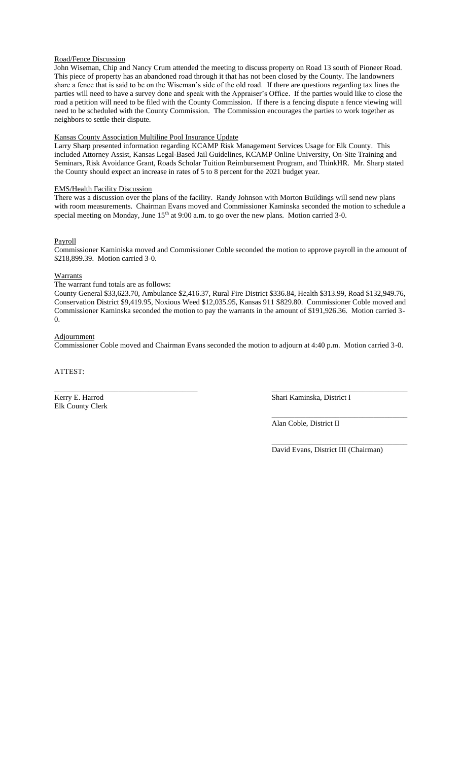Road/Fence Discussion

John Wiseman, Chip and Nancy Crum attended the meeting to discuss property on Road 13 south of Pioneer Road. This piece of property has an abandoned road through it that has not been closed by the County. The landowners share a fence that is said to be on the Wiseman's side of the old road. If there are questions regarding tax lines the parties will need to have a survey done and speak with the Appraiser's Office. If the parties would like to close the road a petition will need to be filed with the County Commission. If there is a fencing dispute a fence viewing will need to be scheduled with the County Commission. The Commission encourages the parties to work together as neighbors to settle their dispute.

Kansas County Association Multiline Pool Insurance Update

Larry Sharp presented information regarding KCAMP Risk Management Services Usage for Elk County. This included Attorney Assist, Kansas Legal-Based Jail Guidelines, KCAMP Online University, On-Site Training and Seminars, Risk Avoidance Grant, Roads Scholar Tuition Reimbursement Program, and ThinkHR. Mr. Sharp stated the County should expect an increase in rates of 5 to 8 percent for the 2021 budget year.

EMS/Health Facility Discussion

There was a discussion over the plans of the facility. Randy Johnson with Morton Buildings will send new plans with room measurements. Chairman Evans moved and Commissioner Kaminska seconded the motion to schedule a special meeting on Monday, June 15th at 9:00 a.m. to go over the new plans. Motion carried 3-0.

Payroll

Commissioner Kaminiska moved and Commissioner Coble seconded the motion to approve payroll in the amount of $218,899.39. Motion carried 3-0.

Warrants

The warrant fund totals are as follows:

County General $33,623.70, Ambulance $2,416.37, Rural Fire District $336.84, Health $313.99, Road $132,949.76, Conservation District $9,419.95, Noxious Weed $12,035.95, Kansas 911 $829.80. Commissioner Coble moved and Commissioner Kaminska seconded the motion to pay the warrants in the amount of $191,926.36. Motion carried 3-0.

Adjournment

Commissioner Coble moved and Chairman Evans seconded the motion to adjourn at 4:40 p.m. Motion carried 3-0.

ATTEST:

\_\_\_\_\_\_\_\_\_\_\_\_\_\_\_\_\_\_\_\_\_\_\_\_\_\_\_\_\_\_\_\_\_\_\_\_\_\_
Kerry E. Harrod
Elk County Clerk

\_\_\_\_\_\_\_\_\_\_\_\_\_\_\_\_\_\_\_\_\_\_\_\_\_\_\_\_\_\_\_\_\_\_\_\_\_\_
Shari Kaminska, District I

\_\_\_\_\_\_\_\_\_\_\_\_\_\_\_\_\_\_\_\_\_\_\_\_\_\_\_\_\_\_\_\_\_\_\_\_\_\_
Alan Coble, District II

\_\_\_\_\_\_\_\_\_\_\_\_\_\_\_\_\_\_\_\_\_\_\_\_\_\_\_\_\_\_\_\_\_\_\_\_\_\_
David Evans, District III (Chairman)